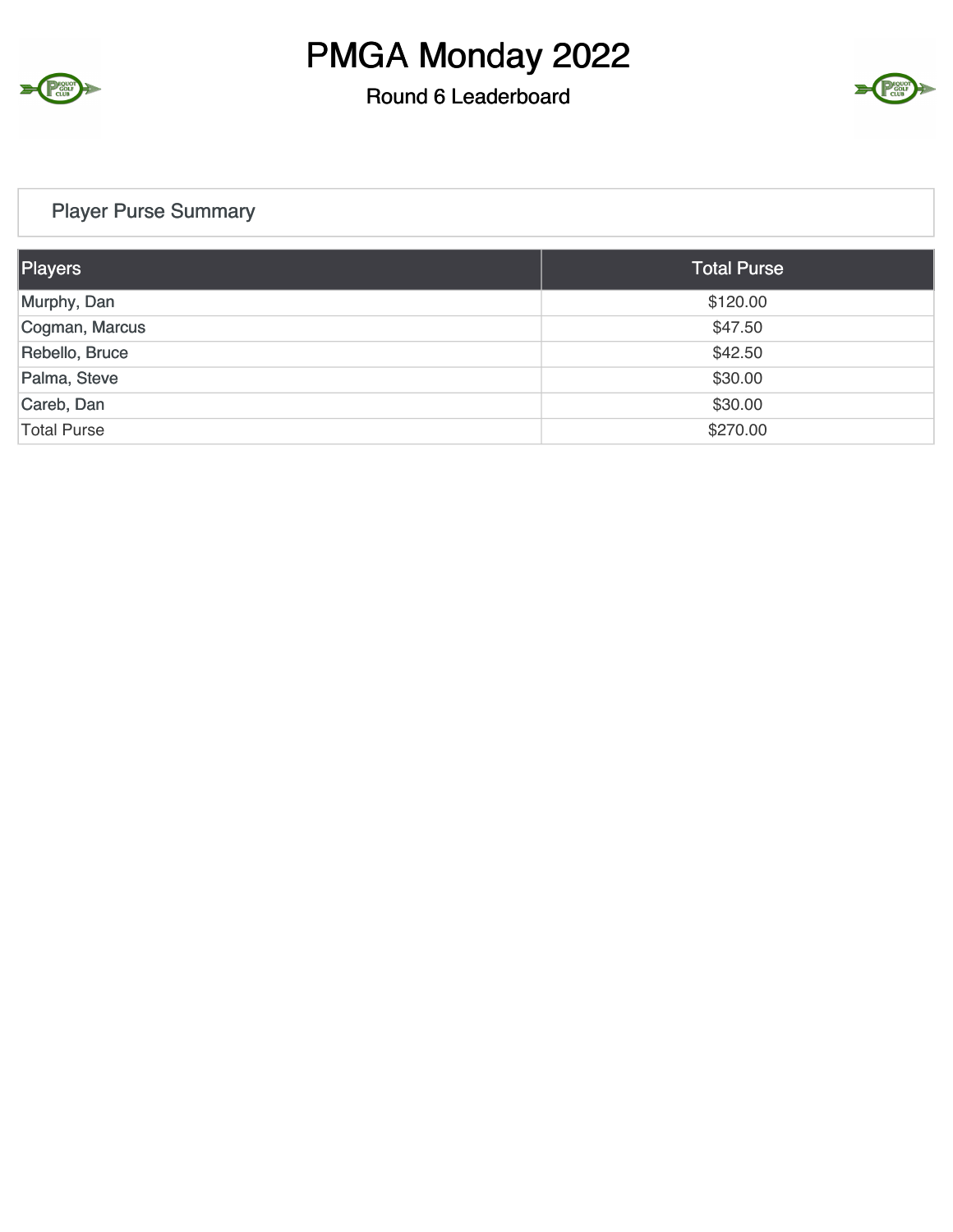# PMGA Monday 2022

## Round 6 Leaderboard

### Player Purse Summary

| Players | Total Purse |
| --- | --- |
| Murphy, Dan | $120.00 |
| Cogman, Marcus | $47.50 |
| Rebello, Bruce | $42.50 |
| Palma, Steve | $30.00 |
| Careb, Dan | $30.00 |
| Total Purse | $270.00 |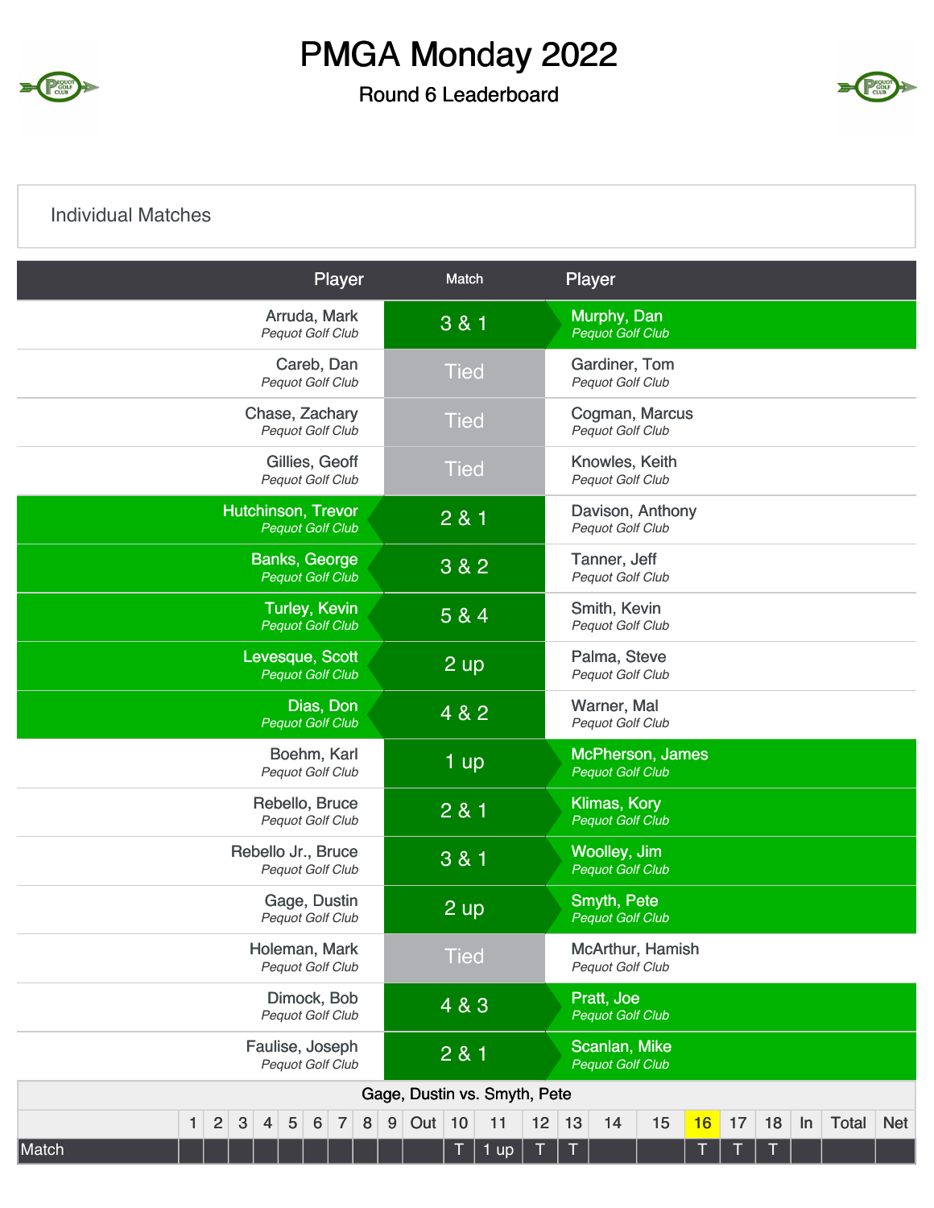# PMGA Monday 2022

## Round 6 Leaderboard

### Individual Matches

| Player | Match | Player |
|---|---|---|
| Arruda, Mark *Pequot Golf Club* | 3 & 1 | Murphy, Dan *Pequot Golf Club* |
| Careb, Dan *Pequot Golf Club* | Tied | Gardiner, Tom *Pequot Golf Club* |
| Chase, Zachary *Pequot Golf Club* | Tied | Cogman, Marcus *Pequot Golf Club* |
| Gillies, Geoff *Pequot Golf Club* | Tied | Knowles, Keith *Pequot Golf Club* |
| Hutchinson, Trevor *Pequot Golf Club* | 2 & 1 | Davison, Anthony *Pequot Golf Club* |
| Banks, George *Pequot Golf Club* | 3 & 2 | Tanner, Jeff *Pequot Golf Club* |
| Turley, Kevin *Pequot Golf Club* | 5 & 4 | Smith, Kevin *Pequot Golf Club* |
| Levesque, Scott *Pequot Golf Club* | 2 up | Palma, Steve *Pequot Golf Club* |
| Dias, Don *Pequot Golf Club* | 4 & 2 | Warner, Mal *Pequot Golf Club* |
| Boehm, Karl *Pequot Golf Club* | 1 up | McPherson, James *Pequot Golf Club* |
| Rebello, Bruce *Pequot Golf Club* | 2 & 1 | Klimas, Kory *Pequot Golf Club* |
| Rebello Jr., Bruce *Pequot Golf Club* | 3 & 1 | Woolley, Jim *Pequot Golf Club* |
| Gage, Dustin *Pequot Golf Club* | 2 up | Smyth, Pete *Pequot Golf Club* |
| Holeman, Mark *Pequot Golf Club* | Tied | McArthur, Hamish *Pequot Golf Club* |
| Dimock, Bob *Pequot Golf Club* | 4 & 3 | Pratt, Joe *Pequot Golf Club* |
| Faulise, Joseph *Pequot Golf Club* | 2 & 1 | Scanlan, Mike *Pequot Golf Club* |

**Gage, Dustin vs. Smyth, Pete**

| | 1 | 2 | 3 | 4 | 5 | 6 | 7 | 8 | 9 | Out | 10 | 11 | 12 | 13 | 14 | 15 | 16 | 17 | 18 | In | Total | Net |
|---|---|---|---|---|---|---|---|---|---|---|---|---|---|---|---|---|---|---|---|---|---|---|
| Match | | | | | | | | | | | T | 1 up | T | T | | | T | T | T | | | |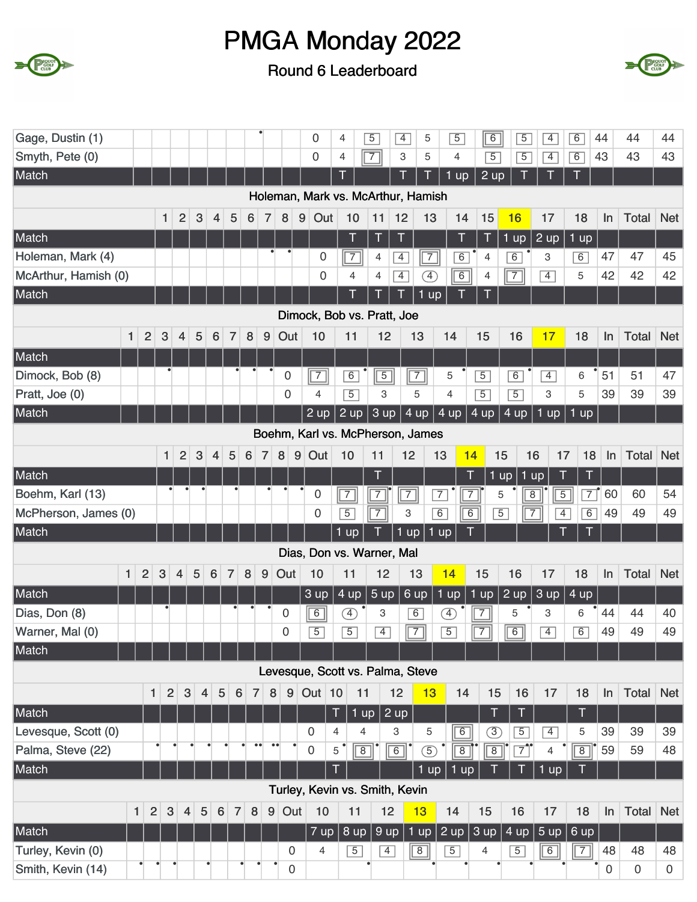# PMGA Monday 2022

Round 6 Leaderboard

| | 1 | 2 | 3 | 4 | 5 | 6 | 7 | 8 | 9 | Out | 10 | 11 | 12 | 13 | 14 | 15 | 16 | 17 | 18 | In | Total | Net |
|---|---|---|---|---|---|---|---|---|---|---|---|---|---|---|---|---|---|---|---|---|---|---|
| Gage, Dustin (1) | | | | | | | | | | 0 | 4 | 5 | 4 | 5 | 5 | 6 | 5 | 4 | 6 | 44 | 44 | 44 |
| Smyth, Pete (0) | | | | | | | | | | 0 | 4 | 7 | 3 | 5 | 4 | 5 | 5 | 4 | 6 | 43 | 43 | 43 |
| Match | | | | | | | | | | | T | | T | T | 1 up | 2 up | T | T | T | | | |

## Holeman, Mark vs. McArthur, Hamish

| | 1 | 2 | 3 | 4 | 5 | 6 | 7 | 8 | 9 | Out | 10 | 11 | 12 | 13 | 14 | 15 | 16 | 17 | 18 | In | Total | Net |
|---|---|---|---|---|---|---|---|---|---|---|---|---|---|---|---|---|---|---|---|---|---|---|
| Match | | | | | | | | | | | T | T | T | | T | T | 1 up | 2 up | 1 up | | | |
| Holeman, Mark (4) | | | | | | | | | | 0 | 7 | 4 | 4 | 7 | 6 | 4 | 6 | 3 | 6 | 47 | 47 | 45 |
| McArthur, Hamish (0) | | | | | | | | | | 0 | 4 | 4 | 4 | 4 | 6 | 4 | 7 | 4 | 5 | 42 | 42 | 42 |
| Match | | | | | | | | | | | T | T | T | 1 up | T | T | | | | | | |

## Dimock, Bob vs. Pratt, Joe

| | 1 | 2 | 3 | 4 | 5 | 6 | 7 | 8 | 9 | Out | 10 | 11 | 12 | 13 | 14 | 15 | 16 | 17 | 18 | In | Total | Net |
|---|---|---|---|---|---|---|---|---|---|---|---|---|---|---|---|---|---|---|---|---|---|---|
| Match | | | | | | | | | | | | | | | | | | | | | | |
| Dimock, Bob (8) | | | | | | | | | | 0 | 7 | 6 | 5 | 7 | 5 | 5 | 6 | 4 | 6 | 51 | 51 | 47 |
| Pratt, Joe (0) | | | | | | | | | | 0 | 4 | 5 | 3 | 5 | 4 | 5 | 5 | 3 | 5 | 39 | 39 | 39 |
| Match | | | | | | | | | | | 2 up | 2 up | 3 up | 4 up | 4 up | 4 up | 4 up | 1 up | 1 up | | | |

## Boehm, Karl vs. McPherson, James

| | 1 | 2 | 3 | 4 | 5 | 6 | 7 | 8 | 9 | Out | 10 | 11 | 12 | 13 | 14 | 15 | 16 | 17 | 18 | In | Total | Net |
|---|---|---|---|---|---|---|---|---|---|---|---|---|---|---|---|---|---|---|---|---|---|---|
| Match | | | | | | | | | | | | T | | | T | 1 up | 1 up | T | T | | | |
| Boehm, Karl (13) | | | | | | | | | | 0 | 7 | 7 | 7 | 7 | 7 | 5 | 8 | 5 | 7 | 60 | 60 | 54 |
| McPherson, James (0) | | | | | | | | | | 0 | 5 | 7 | 3 | 6 | 6 | 5 | 7 | 4 | 6 | 49 | 49 | 49 |
| Match | | | | | | | | | | | 1 up | T | 1 up | 1 up | T | | | T | T | | | |

## Dias, Don vs. Warner, Mal

| | 1 | 2 | 3 | 4 | 5 | 6 | 7 | 8 | 9 | Out | 10 | 11 | 12 | 13 | 14 | 15 | 16 | 17 | 18 | In | Total | Net |
|---|---|---|---|---|---|---|---|---|---|---|---|---|---|---|---|---|---|---|---|---|---|---|
| Match | | | | | | | | | | | 3 up | 4 up | 5 up | 6 up | 1 up | 1 up | 2 up | 3 up | 4 up | | | |
| Dias, Don (8) | | | | | | | | | | 0 | 6 | 4 | 3 | 6 | 4 | 7 | 5 | 3 | 6 | 44 | 44 | 40 |
| Warner, Mal (0) | | | | | | | | | | 0 | 5 | 5 | 4 | 7 | 5 | 7 | 6 | 4 | 6 | 49 | 49 | 49 |
| Match | | | | | | | | | | | | | | | | | | | | | | |

## Levesque, Scott vs. Palma, Steve

| | 1 | 2 | 3 | 4 | 5 | 6 | 7 | 8 | 9 | Out | 10 | 11 | 12 | 13 | 14 | 15 | 16 | 17 | 18 | In | Total | Net |
|---|---|---|---|---|---|---|---|---|---|---|---|---|---|---|---|---|---|---|---|---|---|---|
| Match | | | | | | | | | | | T | 1 up | 2 up | | | T | T | | T | | | |
| Levesque, Scott (0) | | | | | | | | | | 0 | 4 | 4 | 3 | 5 | 6 | 3 | 5 | 4 | 5 | 39 | 39 | 39 |
| Palma, Steve (22) | | | | | | | | | | 0 | 5 | 8 | 6 | 5 | 8 | 8 | 7 | 4 | 8 | 59 | 59 | 48 |
| Match | | | | | | | | | | | T | | | 1 up | 1 up | T | T | 1 up | T | | | |

## Turley, Kevin vs. Smith, Kevin

| | 1 | 2 | 3 | 4 | 5 | 6 | 7 | 8 | 9 | Out | 10 | 11 | 12 | 13 | 14 | 15 | 16 | 17 | 18 | In | Total | Net |
|---|---|---|---|---|---|---|---|---|---|---|---|---|---|---|---|---|---|---|---|---|---|---|
| Match | | | | | | | | | | | 7 up | 8 up | 9 up | 1 up | 2 up | 3 up | 4 up | 5 up | 6 up | | | |
| Turley, Kevin (0) | | | | | | | | | | 0 | 4 | 5 | 4 | 8 | 5 | 4 | 5 | 6 | 7 | 48 | 48 | 48 |
| Smith, Kevin (14) | | | | | | | | | | 0 | | | | | | | | | | 0 | 0 | 0 |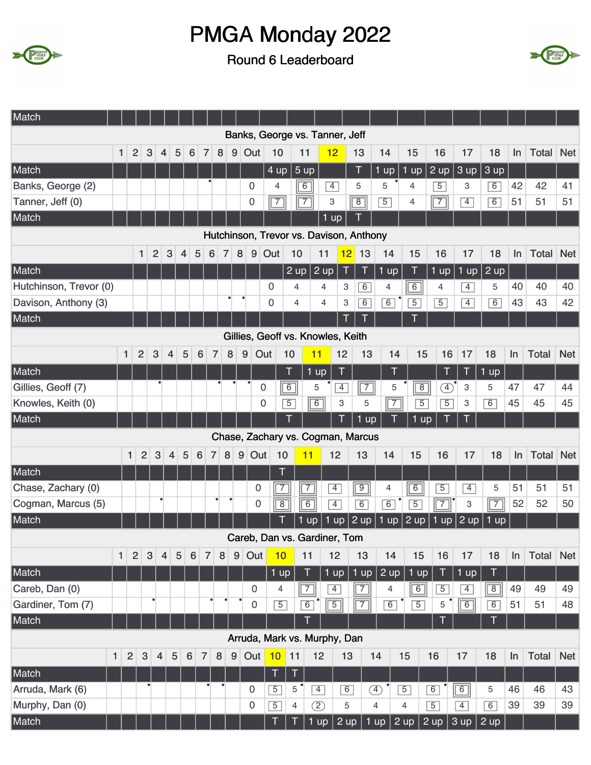# PMGA Monday 2022

## Round 6 Leaderboard

| Match | | | | | | | | | | | | | | | | | | | | | | |
|---|---|---|---|---|---|---|---|---|---|---|---|---|---|---|---|---|---|---|---|---|---|---|
| **Banks, George vs. Tanner, Jeff** | | | | | | | | | | | | | | | | | | | | | | |
| | 1 | 2 | 3 | 4 | 5 | 6 | 7 | 8 | 9 | Out | 10 | 11 | 12 | 13 | 14 | 15 | 16 | 17 | 18 | In | Total | Net |
| Match | | | | | | | | | | | 4 up | 5 up | | T | 1 up | 1 up | 2 up | 3 up | 3 up | | | |
| Banks, George (2) | | | | | | | | | | 0 | 4 | 6 | 4 | 5 | 5 | 4 | 5 | 3 | 6 | 42 | 42 | 41 |
| Tanner, Jeff (0) | | | | | | | | | | 0 | 7 | 7 | 3 | 8 | 5 | 4 | 7 | 4 | 6 | 51 | 51 | 51 |
| Match | | | | | | | | | | | | | 1 up | T | | | | | | | | |
| **Hutchinson, Trevor vs. Davison, Anthony** | | | | | | | | | | | | | | | | | | | | | | |
| | 1 | 2 | 3 | 4 | 5 | 6 | 7 | 8 | 9 | Out | 10 | 11 | 12 | 13 | 14 | 15 | 16 | 17 | 18 | In | Total | Net |
| Match | | | | | | | | | | | 2 up | 2 up | T | T | 1 up | T | 1 up | 1 up | 2 up | | | |
| Hutchinson, Trevor (0) | | | | | | | | | | 0 | 4 | 4 | 3 | 6 | 4 | 6 | 4 | 4 | 5 | 40 | 40 | 40 |
| Davison, Anthony (3) | | | | | | | | | | 0 | 4 | 4 | 3 | 6 | 6 | 5 | 5 | 4 | 6 | 43 | 43 | 42 |
| Match | | | | | | | | | | | | | T | T | | T | | | | | | |
| **Gillies, Geoff vs. Knowles, Keith** | | | | | | | | | | | | | | | | | | | | | | |
| | 1 | 2 | 3 | 4 | 5 | 6 | 7 | 8 | 9 | Out | 10 | 11 | 12 | 13 | 14 | 15 | 16 | 17 | 18 | In | Total | Net |
| Match | | | | | | | | | | | T | 1 up | T | | T | | T | T | 1 up | | | |
| Gillies, Geoff (7) | | | | | | | | | | 0 | 6 | 5 | 4 | 7 | 5 | 8 | 4 | 3 | 5 | 47 | 47 | 44 |
| Knowles, Keith (0) | | | | | | | | | | 0 | 5 | 6 | 3 | 5 | 7 | 5 | 5 | 3 | 6 | 45 | 45 | 45 |
| Match | | | | | | | | | | | T | | T | 1 up | T | 1 up | T | T | | | | |
| **Chase, Zachary vs. Cogman, Marcus** | | | | | | | | | | | | | | | | | | | | | | |
| | 1 | 2 | 3 | 4 | 5 | 6 | 7 | 8 | 9 | Out | 10 | 11 | 12 | 13 | 14 | 15 | 16 | 17 | 18 | In | Total | Net |
| Match | | | | | | | | | | | T | | | | | | | | | | | |
| Chase, Zachary (0) | | | | | | | | | | 0 | 7 | 7 | 4 | 9 | 4 | 6 | 5 | 4 | 5 | 51 | 51 | 51 |
| Cogman, Marcus (5) | | | | | | | | | | 0 | 8 | 6 | 4 | 6 | 6 | 5 | 7 | 3 | 7 | 52 | 52 | 50 |
| Match | | | | | | | | | | | T | 1 up | 1 up | 2 up | 1 up | 2 up | 1 up | 2 up | 1 up | | | |
| **Careb, Dan vs. Gardiner, Tom** | | | | | | | | | | | | | | | | | | | | | | |
| | 1 | 2 | 3 | 4 | 5 | 6 | 7 | 8 | 9 | Out | 10 | 11 | 12 | 13 | 14 | 15 | 16 | 17 | 18 | In | Total | Net |
| Match | | | | | | | | | | | 1 up | T | 1 up | 1 up | 2 up | 1 up | T | 1 up | T | | | |
| Careb, Dan (0) | | | | | | | | | | 0 | 4 | 7 | 4 | 7 | 4 | 6 | 5 | 4 | 8 | 49 | 49 | 49 |
| Gardiner, Tom (7) | | | | | | | | | | 0 | 5 | 6 | 5 | 7 | 6 | 5 | 5 | 6 | 6 | 51 | 51 | 48 |
| Match | | | | | | | | | | | | T | | | | | T | | T | | | |
| **Arruda, Mark vs. Murphy, Dan** | | | | | | | | | | | | | | | | | | | | | | |
| | 1 | 2 | 3 | 4 | 5 | 6 | 7 | 8 | 9 | Out | 10 | 11 | 12 | 13 | 14 | 15 | 16 | 17 | 18 | In | Total | Net |
| Match | | | | | | | | | | | T | T | | | | | | | | | | |
| Arruda, Mark (6) | | | | | | | | | | 0 | 5 | 5 | 4 | 6 | 4 | 5 | 6 | 6 | 5 | 46 | 46 | 43 |
| Murphy, Dan (0) | | | | | | | | | | 0 | 5 | 4 | 2 | 5 | 4 | 4 | 5 | 4 | 6 | 39 | 39 | 39 |
| Match | | | | | | | | | | | T | T | 1 up | 2 up | 1 up | 2 up | 2 up | 3 up | 2 up | | | |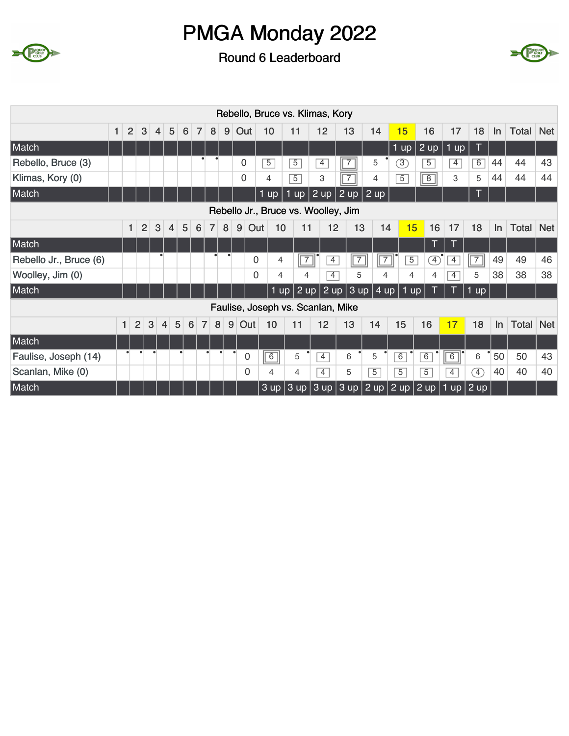# PMGA Monday 2022

## Round 6 Leaderboard

| Rebello, Bruce vs. Klimas, Kory | | | | | | | | | | | | | | | | | | | | | | |
|---|---|---|---|---|---|---|---|---|---|---|---|---|---|---|---|---|---|---|---|---|---|---|
| | 1 | 2 | 3 | 4 | 5 | 6 | 7 | 8 | 9 | Out | 10 | 11 | 12 | 13 | 14 | 15 | 16 | 17 | 18 | In | Total | Net |
| Match | | | | | | | | | | | | | | | | 1 up | 2 up | 1 up | T | | | |
| Rebello, Bruce (3) | | | | | | | | | | 0 | 5 | 5 | 4 | 7 | 5 | 3 | 5 | 4 | 6 | 44 | 44 | 43 |
| Klimas, Kory (0) | | | | | | | | | | 0 | 4 | 5 | 3 | 7 | 4 | 5 | 8 | 3 | 5 | 44 | 44 | 44 |
| Match | | | | | | | | | | | 1 up | 1 up | 2 up | 2 up | 2 up | | | | T | | | |

| Rebello Jr., Bruce vs. Woolley, Jim | | | | | | | | | | | | | | | | | | | | | | |
|---|---|---|---|---|---|---|---|---|---|---|---|---|---|---|---|---|---|---|---|---|---|---|
| | 1 | 2 | 3 | 4 | 5 | 6 | 7 | 8 | 9 | Out | 10 | 11 | 12 | 13 | 14 | 15 | 16 | 17 | 18 | In | Total | Net |
| Match | | | | | | | | | | | | | | | | | T | T | | | | |
| Rebello Jr., Bruce (6) | | | | | | | | | | 0 | 4 | 7 | 4 | 7 | 7 | 5 | 4 | 4 | 7 | 49 | 49 | 46 |
| Woolley, Jim (0) | | | | | | | | | | 0 | 4 | 4 | 4 | 5 | 4 | 4 | 4 | 4 | 5 | 38 | 38 | 38 |
| Match | | | | | | | | | | | 1 up | 2 up | 2 up | 3 up | 4 up | 1 up | T | T | 1 up | | | |

| Faulise, Joseph vs. Scanlan, Mike | | | | | | | | | | | | | | | | | | | | | | |
|---|---|---|---|---|---|---|---|---|---|---|---|---|---|---|---|---|---|---|---|---|---|---|
| | 1 | 2 | 3 | 4 | 5 | 6 | 7 | 8 | 9 | Out | 10 | 11 | 12 | 13 | 14 | 15 | 16 | 17 | 18 | In | Total | Net |
| Match | | | | | | | | | | | | | | | | | | | | | | |
| Faulise, Joseph (14) | | | | | | | | | | 0 | 6 | 5 | 4 | 6 | 5 | 6 | 6 | 6 | 6 | 50 | 50 | 43 |
| Scanlan, Mike (0) | | | | | | | | | | 0 | 4 | 4 | 4 | 5 | 5 | 5 | 5 | 4 | 4 | 40 | 40 | 40 |
| Match | | | | | | | | | | | 3 up | 3 up | 3 up | 3 up | 2 up | 2 up | 2 up | 1 up | 2 up | | | |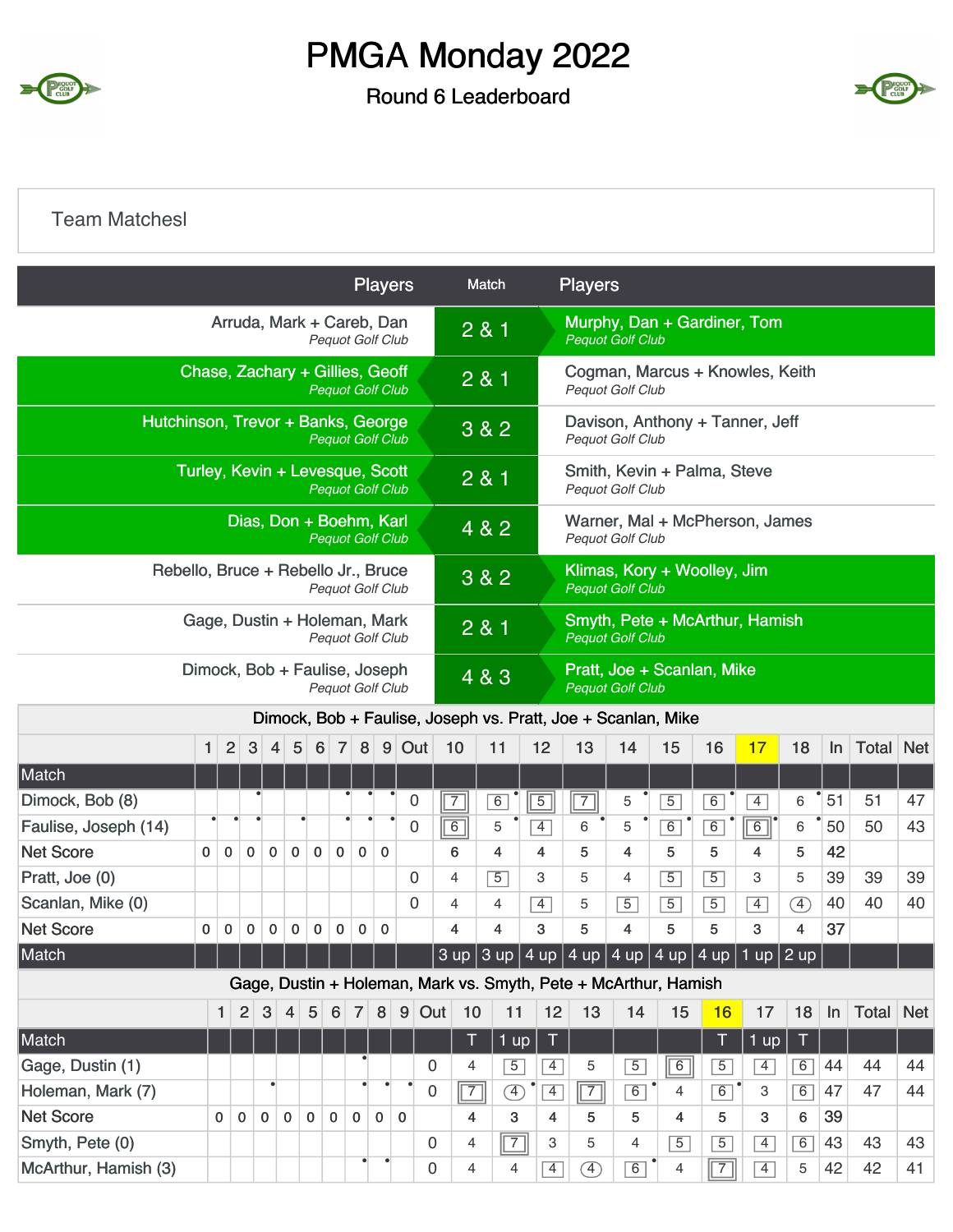# PMGA Monday 2022

## Round 6 Leaderboard

Team Matchesl

| Players | Match | Players |
|---|---|---|
| Arruda, Mark + Careb, Dan<br>*Pequot Golf Club* | 2 & 1 | Murphy, Dan + Gardiner, Tom<br>*Pequot Golf Club* |
| Chase, Zachary + Gillies, Geoff<br>*Pequot Golf Club* | 2 & 1 | Cogman, Marcus + Knowles, Keith<br>*Pequot Golf Club* |
| Hutchinson, Trevor + Banks, George<br>*Pequot Golf Club* | 3 & 2 | Davison, Anthony + Tanner, Jeff<br>*Pequot Golf Club* |
| Turley, Kevin + Levesque, Scott<br>*Pequot Golf Club* | 2 & 1 | Smith, Kevin + Palma, Steve<br>*Pequot Golf Club* |
| Dias, Don + Boehm, Karl<br>*Pequot Golf Club* | 4 & 2 | Warner, Mal + McPherson, James<br>*Pequot Golf Club* |
| Rebello, Bruce + Rebello Jr., Bruce<br>*Pequot Golf Club* | 3 & 2 | Klimas, Kory + Woolley, Jim<br>*Pequot Golf Club* |
| Gage, Dustin + Holeman, Mark<br>*Pequot Golf Club* | 2 & 1 | Smyth, Pete + McArthur, Hamish<br>*Pequot Golf Club* |
| Dimock, Bob + Faulise, Joseph<br>*Pequot Golf Club* | 4 & 3 | Pratt, Joe + Scanlan, Mike<br>*Pequot Golf Club* |

### Dimock, Bob + Faulise, Joseph vs. Pratt, Joe + Scanlan, Mike

| | 1 | 2 | 3 | 4 | 5 | 6 | 7 | 8 | 9 | Out | 10 | 11 | 12 | 13 | 14 | 15 | 16 | 17 | 18 | In | Total | Net |
|---|---|---|---|---|---|---|---|---|---|---|---|---|---|---|---|---|---|---|---|---|---|---|
| Match | | | | | | | | | | | | | | | | | | | | | | |
| Dimock, Bob (8) | | | | | | | | | | 0 | 7 | 6 | 5 | 7 | 5 | 5 | 6 | 4 | 6 | 51 | 51 | 47 |
| Faulise, Joseph (14) | | | | | | | | | | 0 | 6 | 5 | 4 | 6 | 5 | 6 | 6 | 6 | 6 | 50 | 50 | 43 |
| Net Score | 0 | 0 | 0 | 0 | 0 | 0 | 0 | 0 | 0 | 0 | 6 | 4 | 4 | 5 | 4 | 5 | 5 | 4 | 5 | 42 | | |
| Pratt, Joe (0) | | | | | | | | | | 0 | 4 | 5 | 3 | 5 | 4 | 5 | 5 | 3 | 5 | 39 | 39 | 39 |
| Scanlan, Mike (0) | | | | | | | | | | 0 | 4 | 4 | 4 | 5 | 5 | 5 | 5 | 4 | 4 | 40 | 40 | 40 |
| Net Score | 0 | 0 | 0 | 0 | 0 | 0 | 0 | 0 | 0 | 0 | 4 | 4 | 3 | 5 | 4 | 5 | 5 | 3 | 4 | 37 | | |
| Match | | | | | | | | | | | 3 up | 3 up | 4 up | 4 up | 4 up | 4 up | 4 up | 1 up | 2 up | | | |

### Gage, Dustin + Holeman, Mark vs. Smyth, Pete + McArthur, Hamish

| | 1 | 2 | 3 | 4 | 5 | 6 | 7 | 8 | 9 | Out | 10 | 11 | 12 | 13 | 14 | 15 | 16 | 17 | 18 | In | Total | Net |
|---|---|---|---|---|---|---|---|---|---|---|---|---|---|---|---|---|---|---|---|---|---|---|
| Match | | | | | | | | | | | T | 1 up | T | | | | T | 1 up | T | | | |
| Gage, Dustin (1) | | | | | | | | | | 0 | 4 | 5 | 4 | 5 | 5 | 6 | 5 | 4 | 6 | 44 | 44 | 44 |
| Holeman, Mark (7) | | | | | | | | | | 0 | 7 | 4 | 4 | 7 | 6 | 4 | 6 | 3 | 6 | 47 | 47 | 44 |
| Net Score | 0 | 0 | 0 | 0 | 0 | 0 | 0 | 0 | 0 | 0 | 4 | 3 | 4 | 5 | 5 | 4 | 5 | 3 | 6 | 39 | | |
| Smyth, Pete (0) | | | | | | | | | | 0 | 4 | 7 | 3 | 5 | 4 | 5 | 5 | 4 | 6 | 43 | 43 | 43 |
| McArthur, Hamish (3) | | | | | | | | | | 0 | 4 | 4 | 4 | 4 | 6 | 4 | 7 | 4 | 5 | 42 | 42 | 41 |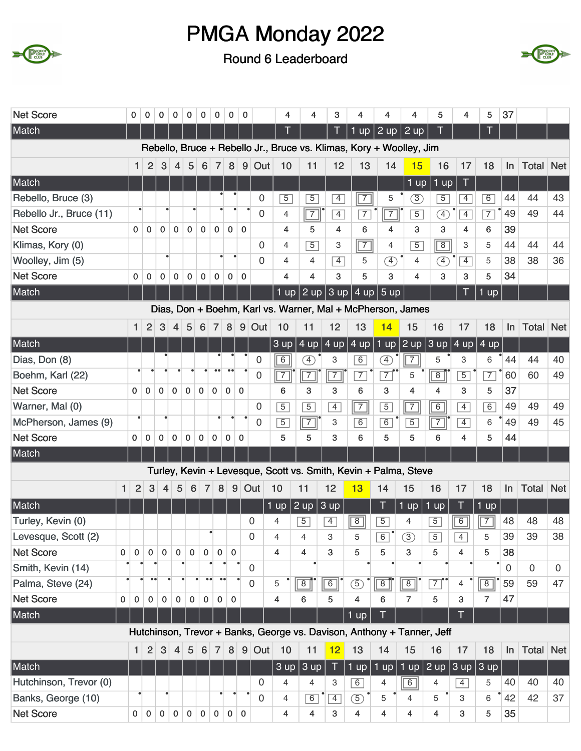# PMGA Monday 2022

## Round 6 Leaderboard

| | 1 | 2 | 3 | 4 | 5 | 6 | 7 | 8 | 9 | Out | 10 | 11 | 12 | 13 | 14 | 15 | 16 | 17 | 18 | In | Total | Net |
|---|---|---|---|---|---|---|---|---|---|---|---|---|---|---|---|---|---|---|---|---|---|---|
| Net Score | 0 | 0 | 0 | 0 | 0 | 0 | 0 | 0 | 0 | | 4 | 4 | 3 | 4 | 4 | 4 | 5 | 4 | 5 | 37 | | |
| Match | | | | | | | | | | | T | | T | 1 up | 2 up | 2 up | T | | T | | | |

**Rebello, Bruce + Rebello Jr., Bruce vs. Klimas, Kory + Woolley, Jim**

| | 1 | 2 | 3 | 4 | 5 | 6 | 7 | 8 | 9 | Out | 10 | 11 | 12 | 13 | 14 | 15 | 16 | 17 | 18 | In | Total | Net |
|---|---|---|---|---|---|---|---|---|---|---|---|---|---|---|---|---|---|---|---|---|---|---|
| Match | | | | | | | | | | | | | | | | 1 up | 1 up | T | | | | |
| Rebello, Bruce (3) | | | | | | | | | | 0 | 5 | 5 | 4 | 7 | 5 | 3 | 5 | 4 | 6 | 44 | 44 | 43 |
| Rebello Jr., Bruce (11) | | | | | | | | | | 0 | 4 | 7 | 4 | 7 | 7 | 5 | 4 | 4 | 7 | 49 | 49 | 44 |
| Net Score | 0 | 0 | 0 | 0 | 0 | 0 | 0 | 0 | 0 | 0 | 4 | 5 | 4 | 6 | 4 | 3 | 3 | 4 | 6 | 39 | | |
| Klimas, Kory (0) | | | | | | | | | | 0 | 4 | 5 | 3 | 7 | 4 | 5 | 8 | 3 | 5 | 44 | 44 | 44 |
| Woolley, Jim (5) | | | | | | | | | | 0 | 4 | 4 | 4 | 5 | 4 | 4 | 4 | 4 | 5 | 38 | 38 | 36 |
| Net Score | 0 | 0 | 0 | 0 | 0 | 0 | 0 | 0 | 0 | 0 | 4 | 4 | 3 | 5 | 3 | 4 | 3 | 3 | 5 | 34 | | |
| Match | | | | | | | | | | | 1 up | 2 up | 3 up | 4 up | 5 up | | | T | 1 up | | | |

**Dias, Don + Boehm, Karl vs. Warner, Mal + McPherson, James**

| | 1 | 2 | 3 | 4 | 5 | 6 | 7 | 8 | 9 | Out | 10 | 11 | 12 | 13 | 14 | 15 | 16 | 17 | 18 | In | Total | Net |
|---|---|---|---|---|---|---|---|---|---|---|---|---|---|---|---|---|---|---|---|---|---|---|
| Match | | | | | | | | | | | 3 up | 4 up | 4 up | 4 up | 1 up | 2 up | 3 up | 4 up | 4 up | | | |
| Dias, Don (8) | | | | | | | | | | 0 | 6 | 4 | 3 | 6 | 4 | 7 | 5 | 3 | 6 | 44 | 44 | 40 |
| Boehm, Karl (22) | | | | | | | | | | 0 | 7 | 7 | 7 | 7 | 7 | 5 | 8 | 5 | 7 | 60 | 60 | 49 |
| Net Score | 0 | 0 | 0 | 0 | 0 | 0 | 0 | 0 | 0 | 0 | 6 | 3 | 3 | 6 | 3 | 4 | 4 | 3 | 5 | 37 | | |
| Warner, Mal (0) | | | | | | | | | | 0 | 5 | 5 | 4 | 7 | 5 | 7 | 6 | 4 | 6 | 49 | 49 | 49 |
| McPherson, James (9) | | | | | | | | | | 0 | 5 | 7 | 3 | 6 | 6 | 5 | 7 | 4 | 6 | 49 | 49 | 45 |
| Net Score | 0 | 0 | 0 | 0 | 0 | 0 | 0 | 0 | 0 | 0 | 5 | 5 | 3 | 6 | 5 | 5 | 6 | 4 | 5 | 44 | | |
| Match | | | | | | | | | | | | | | | | | | | | | | |

**Turley, Kevin + Levesque, Scott vs. Smith, Kevin + Palma, Steve**

| | 1 | 2 | 3 | 4 | 5 | 6 | 7 | 8 | 9 | Out | 10 | 11 | 12 | 13 | 14 | 15 | 16 | 17 | 18 | In | Total | Net |
|---|---|---|---|---|---|---|---|---|---|---|---|---|---|---|---|---|---|---|---|---|---|---|
| Match | | | | | | | | | | | 1 up | 2 up | 3 up | | T | 1 up | 1 up | T | 1 up | | | |
| Turley, Kevin (0) | | | | | | | | | | 0 | 4 | 5 | 4 | 8 | 5 | 4 | 5 | 6 | 7 | 48 | 48 | 48 |
| Levesque, Scott (2) | | | | | | | | | | 0 | 4 | 4 | 3 | 5 | 6 | 3 | 5 | 4 | 5 | 39 | 39 | 38 |
| Net Score | 0 | 0 | 0 | 0 | 0 | 0 | 0 | 0 | 0 | 0 | 4 | 4 | 3 | 5 | 5 | 3 | 5 | 4 | 5 | 38 | | |
| Smith, Kevin (14) | | | | | | | | | | 0 | | | | | | | | | | 0 | 0 | 0 |
| Palma, Steve (24) | | | | | | | | | | 0 | 5 | 8 | 6 | 5 | 8 | 8 | 7 | 4 | 8 | 59 | 59 | 47 |
| Net Score | 0 | 0 | 0 | 0 | 0 | 0 | 0 | 0 | 0 | 0 | 4 | 6 | 5 | 4 | 6 | 7 | 5 | 3 | 7 | 47 | | |
| Match | | | | | | | | | | | | | | 1 up | T | | | T | | | | |

**Hutchinson, Trevor + Banks, George vs. Davison, Anthony + Tanner, Jeff**

| | 1 | 2 | 3 | 4 | 5 | 6 | 7 | 8 | 9 | Out | 10 | 11 | 12 | 13 | 14 | 15 | 16 | 17 | 18 | In | Total | Net |
|---|---|---|---|---|---|---|---|---|---|---|---|---|---|---|---|---|---|---|---|---|---|---|
| Match | | | | | | | | | | | 3 up | 3 up | T | 1 up | 1 up | 1 up | 2 up | 3 up | 3 up | | | |
| Hutchinson, Trevor (0) | | | | | | | | | | 0 | 4 | 4 | 3 | 6 | 4 | 6 | 4 | 4 | 5 | 40 | 40 | 40 |
| Banks, George (10) | | | | | | | | | | 0 | 4 | 6 | 4 | 5 | 5 | 4 | 5 | 3 | 6 | 42 | 42 | 37 |
| Net Score | 0 | 0 | 0 | 0 | 0 | 0 | 0 | 0 | 0 | 0 | 4 | 4 | 3 | 4 | 4 | 4 | 4 | 3 | 5 | 35 | | |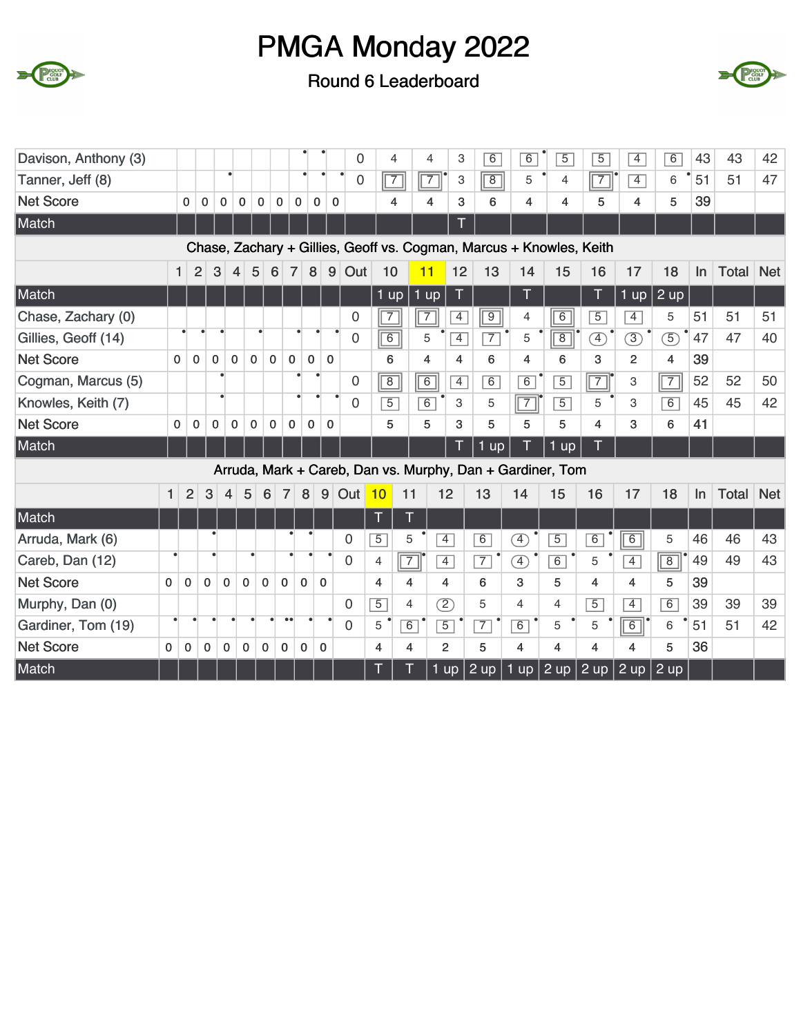# PMGA Monday 2022

## Round 6 Leaderboard

| | 1 | 2 | 3 | 4 | 5 | 6 | 7 | 8 | 9 | Out | 10 | 11 | 12 | 13 | 14 | 15 | 16 | 17 | 18 | In | Total | Net |
|---|---|---|---|---|---|---|---|---|---|---|---|---|---|---|---|---|---|---|---|---|---|---|
| Davison, Anthony (3) | | | | | | | | | | 0 | 4 | 4 | 3 | 6 | 6 | 5 | 5 | 4 | 6 | 43 | 43 | 42 |
| Tanner, Jeff (8) | | | | | | | | | | 0 | 7 | 7 | 3 | 8 | 5 | 4 | 7 | 4 | 6 | 51 | 51 | 47 |
| Net Score | 0 | 0 | 0 | 0 | 0 | 0 | 0 | 0 | 0 | | 4 | 4 | 3 | 6 | 4 | 4 | 5 | 4 | 5 | 39 | | |
| Match | | | | | | | | | | | | | T | | | | | | | | | |

### Chase, Zachary + Gillies, Geoff vs. Cogman, Marcus + Knowles, Keith

| | 1 | 2 | 3 | 4 | 5 | 6 | 7 | 8 | 9 | Out | 10 | 11 | 12 | 13 | 14 | 15 | 16 | 17 | 18 | In | Total | Net |
|---|---|---|---|---|---|---|---|---|---|---|---|---|---|---|---|---|---|---|---|---|---|---|
| Match | | | | | | | | | | | 1 up | 1 up | T | | T | | T | 1 up | 2 up | | | |
| Chase, Zachary (0) | | | | | | | | | | 0 | 7 | 7 | 4 | 9 | 4 | 6 | 5 | 4 | 5 | 51 | 51 | 51 |
| Gillies, Geoff (14) | | | | | | | | | | 0 | 6 | 5 | 4 | 7 | 5 | 8 | 4 | 3 | 5 | 47 | 47 | 40 |
| Net Score | 0 | 0 | 0 | 0 | 0 | 0 | 0 | 0 | 0 | | 6 | 4 | 4 | 6 | 4 | 6 | 3 | 2 | 4 | 39 | | |
| Cogman, Marcus (5) | | | | | | | | | | 0 | 8 | 6 | 4 | 6 | 6 | 5 | 7 | 3 | 7 | 52 | 52 | 50 |
| Knowles, Keith (7) | | | | | | | | | | 0 | 5 | 6 | 3 | 5 | 7 | 5 | 5 | 3 | 6 | 45 | 45 | 42 |
| Net Score | 0 | 0 | 0 | 0 | 0 | 0 | 0 | 0 | 0 | | 5 | 5 | 3 | 5 | 5 | 5 | 4 | 3 | 6 | 41 | | |
| Match | | | | | | | | | | | | | T | 1 up | T | 1 up | T | | | | | |

### Arruda, Mark + Careb, Dan vs. Murphy, Dan + Gardiner, Tom

| | 1 | 2 | 3 | 4 | 5 | 6 | 7 | 8 | 9 | Out | 10 | 11 | 12 | 13 | 14 | 15 | 16 | 17 | 18 | In | Total | Net |
|---|---|---|---|---|---|---|---|---|---|---|---|---|---|---|---|---|---|---|---|---|---|---|
| Match | | | | | | | | | | | T | T | | | | | | | | | | |
| Arruda, Mark (6) | | | | | | | | | | 0 | 5 | 5 | 4 | 6 | 4 | 5 | 6 | 6 | 5 | 46 | 46 | 43 |
| Careb, Dan (12) | | | | | | | | | | 0 | 4 | 7 | 4 | 7 | 4 | 6 | 5 | 4 | 8 | 49 | 49 | 43 |
| Net Score | 0 | 0 | 0 | 0 | 0 | 0 | 0 | 0 | 0 | | 4 | 4 | 4 | 6 | 3 | 5 | 4 | 4 | 5 | 39 | | |
| Murphy, Dan (0) | | | | | | | | | | 0 | 5 | 4 | 2 | 5 | 4 | 4 | 5 | 4 | 6 | 39 | 39 | 39 |
| Gardiner, Tom (19) | | | | | | | | | | 0 | 5 | 6 | 5 | 7 | 6 | 5 | 5 | 6 | 6 | 51 | 51 | 42 |
| Net Score | 0 | 0 | 0 | 0 | 0 | 0 | 0 | 0 | 0 | | 4 | 4 | 2 | 5 | 4 | 4 | 4 | 4 | 5 | 36 | | |
| Match | | | | | | | | | | | T | T | 1 up | 2 up | 1 up | 2 up | 2 up | 2 up | 2 up | | | |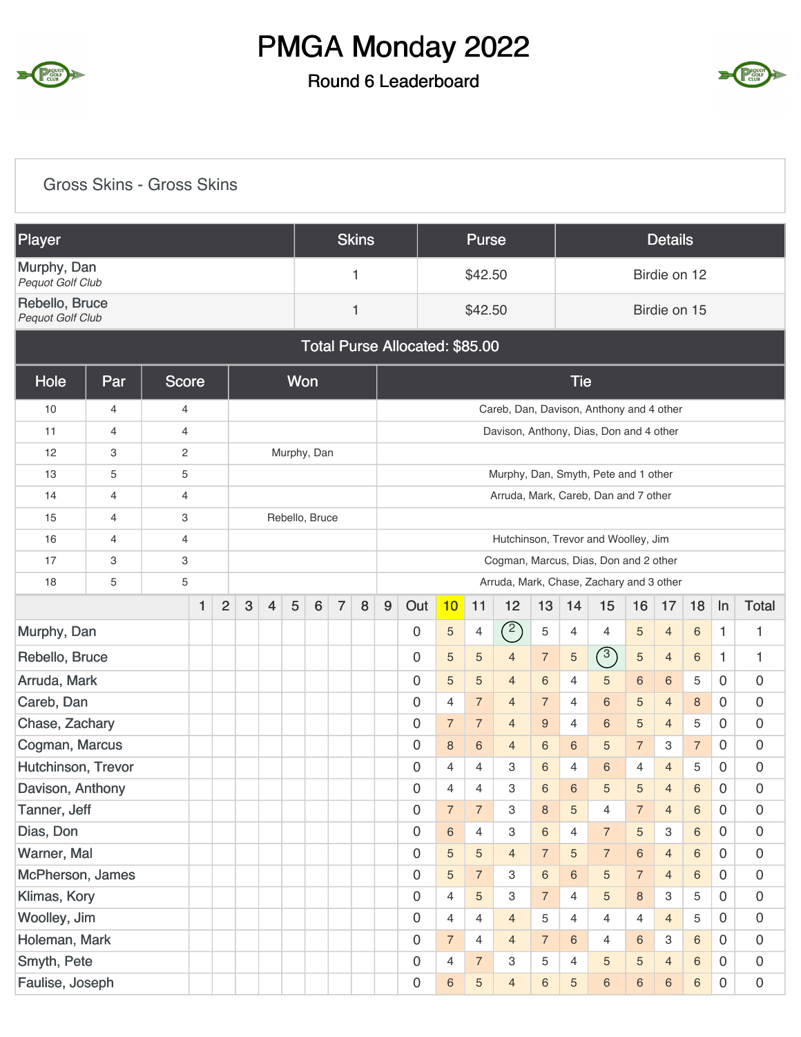# PMGA Monday 2022

## Round 6 Leaderboard

### Gross Skins - Gross Skins

| Player | Skins | Purse | Details |
|---|---|---|---|
| Murphy, Dan<br>*Pequot Golf Club* | 1 | $42.50 | Birdie on 12 |
| Rebello, Bruce<br>*Pequot Golf Club* | 1 | $42.50 | Birdie on 15 |

**Total Purse Allocated: $85.00**

| Hole | Par | Score | Won | Tie |
|---|---|---|---|---|
| 10 | 4 | 4 | | Careb, Dan, Davison, Anthony and 4 other |
| 11 | 4 | 4 | | Davison, Anthony, Dias, Don and 4 other |
| 12 | 3 | 2 | Murphy, Dan | |
| 13 | 5 | 5 | | Murphy, Dan, Smyth, Pete and 1 other |
| 14 | 4 | 4 | | Arruda, Mark, Careb, Dan and 7 other |
| 15 | 4 | 3 | Rebello, Bruce | |
| 16 | 4 | 4 | | Hutchinson, Trevor and Woolley, Jim |
| 17 | 3 | 3 | | Cogman, Marcus, Dias, Don and 2 other |
| 18 | 5 | 5 | | Arruda, Mark, Chase, Zachary and 3 other |

| | 1 | 2 | 3 | 4 | 5 | 6 | 7 | 8 | 9 | Out | 10 | 11 | 12 | 13 | 14 | 15 | 16 | 17 | 18 | In | Total |
|---|---|---|---|---|---|---|---|---|---|---|---|---|---|---|---|---|---|---|---|---|---|
| Murphy, Dan | | | | | | | | | | 0 | 5 | 4 | 2 | 5 | 4 | 4 | 5 | 4 | 6 | 1 | 1 |
| Rebello, Bruce | | | | | | | | | | 0 | 5 | 5 | 4 | 7 | 5 | 3 | 5 | 4 | 6 | 1 | 1 |
| Arruda, Mark | | | | | | | | | | 0 | 5 | 5 | 4 | 6 | 4 | 5 | 6 | 6 | 5 | 0 | 0 |
| Careb, Dan | | | | | | | | | | 0 | 4 | 7 | 4 | 7 | 4 | 6 | 5 | 4 | 8 | 0 | 0 |
| Chase, Zachary | | | | | | | | | | 0 | 7 | 7 | 4 | 9 | 4 | 6 | 5 | 4 | 5 | 0 | 0 |
| Cogman, Marcus | | | | | | | | | | 0 | 8 | 6 | 4 | 6 | 6 | 5 | 7 | 3 | 7 | 0 | 0 |
| Hutchinson, Trevor | | | | | | | | | | 0 | 4 | 4 | 3 | 6 | 4 | 6 | 4 | 4 | 5 | 0 | 0 |
| Davison, Anthony | | | | | | | | | | 0 | 4 | 4 | 3 | 6 | 6 | 5 | 5 | 4 | 6 | 0 | 0 |
| Tanner, Jeff | | | | | | | | | | 0 | 7 | 7 | 3 | 8 | 5 | 4 | 7 | 4 | 6 | 0 | 0 |
| Dias, Don | | | | | | | | | | 0 | 6 | 4 | 3 | 6 | 4 | 7 | 5 | 3 | 6 | 0 | 0 |
| Warner, Mal | | | | | | | | | | 0 | 5 | 5 | 4 | 7 | 5 | 7 | 6 | 4 | 6 | 0 | 0 |
| McPherson, James | | | | | | | | | | 0 | 5 | 7 | 3 | 6 | 6 | 5 | 7 | 4 | 6 | 0 | 0 |
| Klimas, Kory | | | | | | | | | | 0 | 4 | 5 | 3 | 7 | 4 | 5 | 8 | 3 | 5 | 0 | 0 |
| Woolley, Jim | | | | | | | | | | 0 | 4 | 4 | 4 | 5 | 4 | 4 | 4 | 4 | 5 | 0 | 0 |
| Holeman, Mark | | | | | | | | | | 0 | 7 | 4 | 4 | 7 | 6 | 4 | 6 | 3 | 6 | 0 | 0 |
| Smyth, Pete | | | | | | | | | | 0 | 4 | 7 | 3 | 5 | 4 | 5 | 5 | 4 | 6 | 0 | 0 |
| Faulise, Joseph | | | | | | | | | | 0 | 6 | 5 | 4 | 6 | 5 | 6 | 6 | 6 | 6 | 0 | 0 |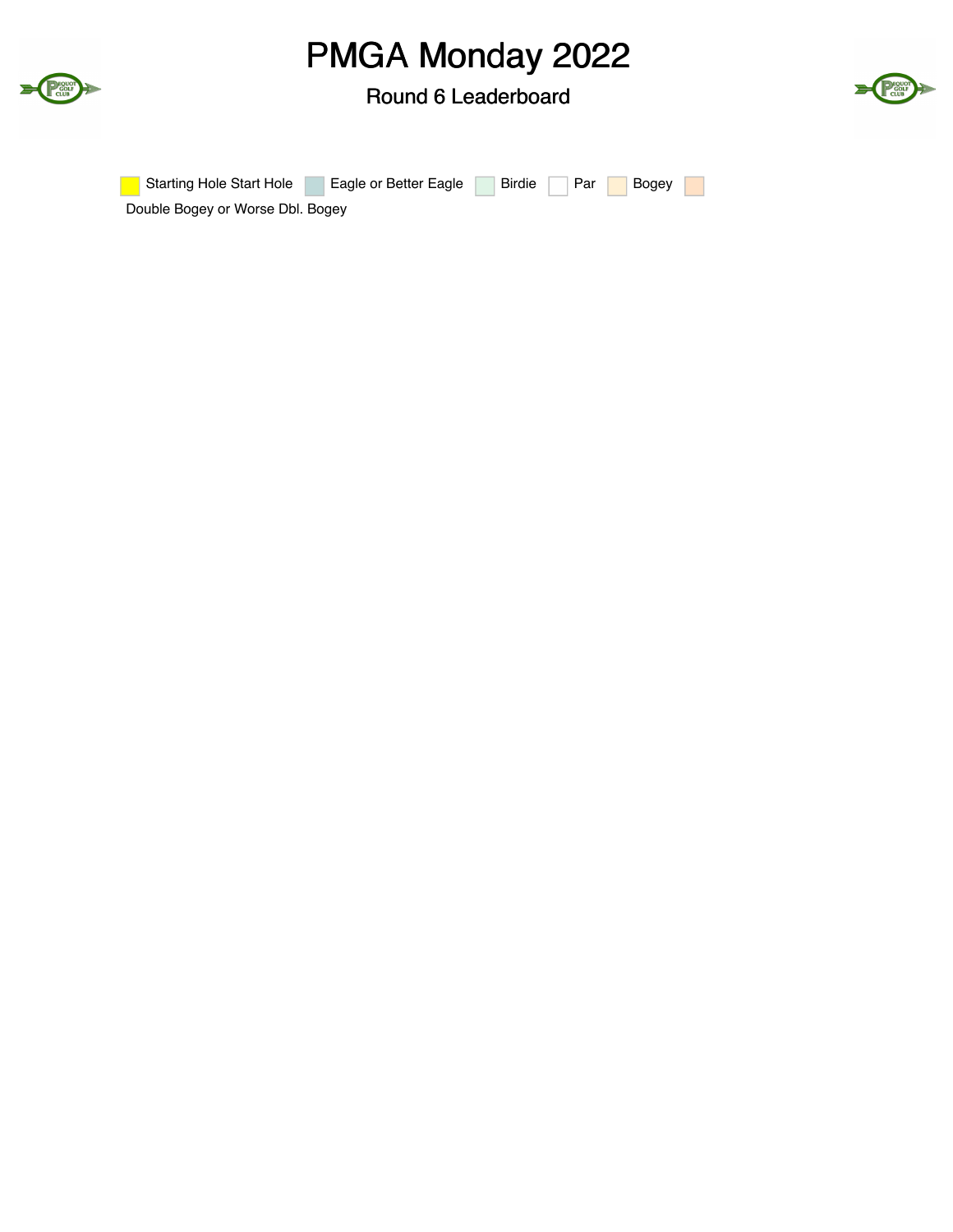# PMGA Monday 2022

## Round 6 Leaderboard

Starting Hole Start Hole   Eagle or Better Eagle   Birdie   Par   Bogey   Double Bogey or Worse Dbl. Bogey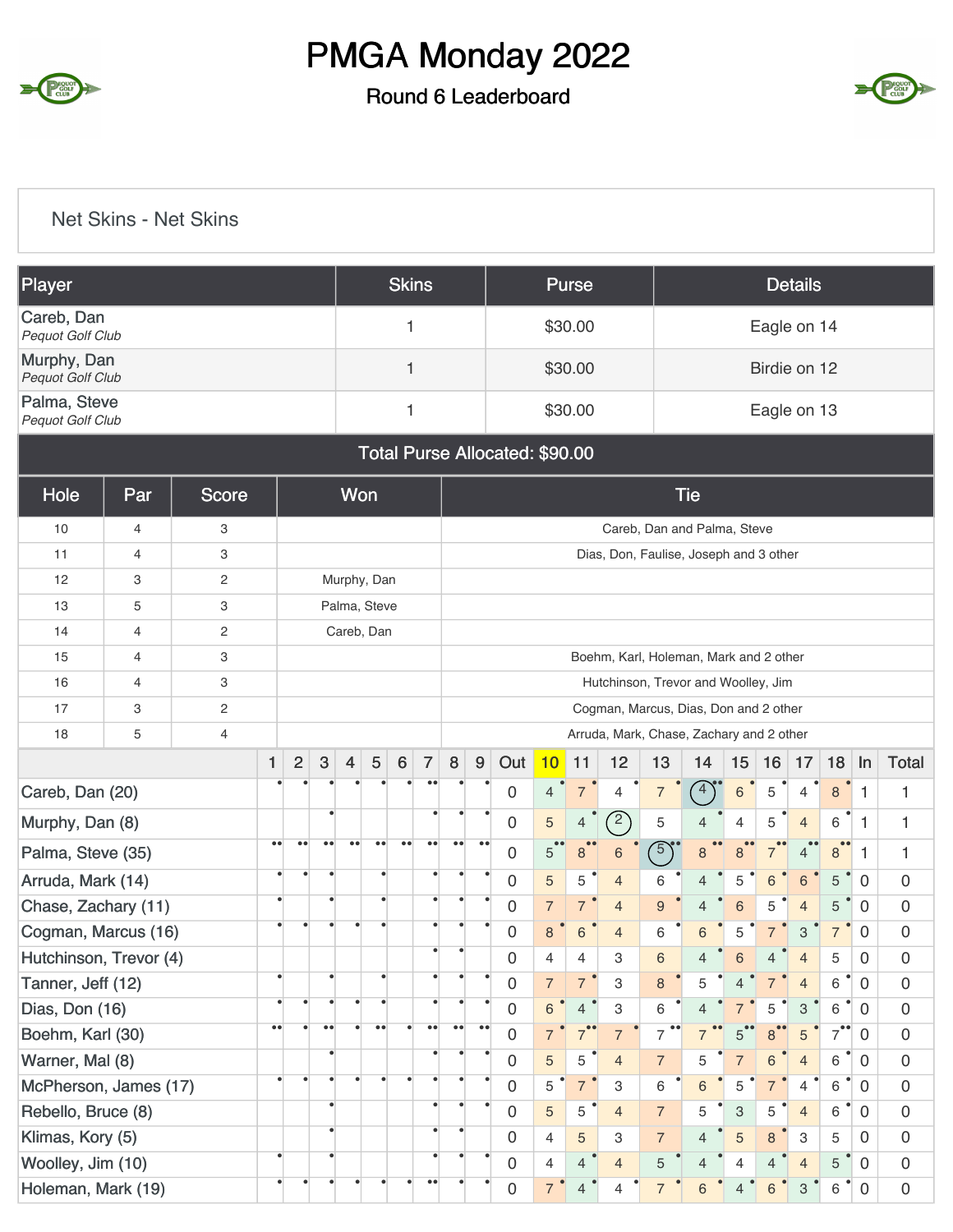# PMGA Monday 2022

## Round 6 Leaderboard

### Net Skins - Net Skins

| Player | Skins | Purse | Details |
|---|---|---|---|
| Careb, Dan<br>*Pequot Golf Club* | 1 | $30.00 | Eagle on 14 |
| Murphy, Dan<br>*Pequot Golf Club* | 1 | $30.00 | Birdie on 12 |
| Palma, Steve<br>*Pequot Golf Club* | 1 | $30.00 | Eagle on 13 |

**Total Purse Allocated: $90.00**

| Hole | Par | Score | Won | Tie |
|---|---|---|---|---|
| 10 | 4 | 3 | | Careb, Dan and Palma, Steve |
| 11 | 4 | 3 | | Dias, Don, Faulise, Joseph and 3 other |
| 12 | 3 | 2 | Murphy, Dan | |
| 13 | 5 | 3 | Palma, Steve | |
| 14 | 4 | 2 | Careb, Dan | |
| 15 | 4 | 3 | | Boehm, Karl, Holeman, Mark and 2 other |
| 16 | 4 | 3 | | Hutchinson, Trevor and Woolley, Jim |
| 17 | 3 | 2 | | Cogman, Marcus, Dias, Don and 2 other |
| 18 | 5 | 4 | | Arruda, Mark, Chase, Zachary and 2 other |

| | 1 | 2 | 3 | 4 | 5 | 6 | 7 | 8 | 9 | Out | 10 | 11 | 12 | 13 | 14 | 15 | 16 | 17 | 18 | In | Total |
|---|---|---|---|---|---|---|---|---|---|---|---|---|---|---|---|---|---|---|---|---|---|
| Careb, Dan (20) | | | | | | | | | | 0 | 4 | 7 | 4 | 7 | 4 | 6 | 5 | 4 | 8 | 1 | 1 |
| Murphy, Dan (8) | | | | | | | | | | 0 | 5 | 4 | 2 | 5 | 4 | 4 | 5 | 4 | 6 | 1 | 1 |
| Palma, Steve (35) | | | | | | | | | | 0 | 5 | 8 | 6 | 5 | 8 | 8 | 7 | 4 | 8 | 1 | 1 |
| Arruda, Mark (14) | | | | | | | | | | 0 | 5 | 5 | 4 | 6 | 4 | 5 | 6 | 6 | 5 | 0 | 0 |
| Chase, Zachary (11) | | | | | | | | | | 0 | 7 | 7 | 4 | 9 | 4 | 6 | 5 | 4 | 5 | 0 | 0 |
| Cogman, Marcus (16) | | | | | | | | | | 0 | 8 | 6 | 4 | 6 | 6 | 5 | 7 | 3 | 7 | 0 | 0 |
| Hutchinson, Trevor (4) | | | | | | | | | | 0 | 4 | 4 | 3 | 6 | 4 | 6 | 4 | 4 | 5 | 0 | 0 |
| Tanner, Jeff (12) | | | | | | | | | | 0 | 7 | 7 | 3 | 8 | 5 | 4 | 7 | 4 | 6 | 0 | 0 |
| Dias, Don (16) | | | | | | | | | | 0 | 6 | 4 | 3 | 6 | 4 | 7 | 5 | 3 | 6 | 0 | 0 |
| Boehm, Karl (30) | | | | | | | | | | 0 | 7 | 7 | 7 | 7 | 7 | 5 | 8 | 5 | 7 | 0 | 0 |
| Warner, Mal (8) | | | | | | | | | | 0 | 5 | 5 | 4 | 7 | 5 | 7 | 6 | 4 | 6 | 0 | 0 |
| McPherson, James (17) | | | | | | | | | | 0 | 5 | 7 | 3 | 6 | 6 | 5 | 7 | 4 | 6 | 0 | 0 |
| Rebello, Bruce (8) | | | | | | | | | | 0 | 5 | 5 | 4 | 7 | 5 | 3 | 5 | 4 | 6 | 0 | 0 |
| Klimas, Kory (5) | | | | | | | | | | 0 | 4 | 5 | 3 | 7 | 4 | 5 | 8 | 3 | 5 | 0 | 0 |
| Woolley, Jim (10) | | | | | | | | | | 0 | 4 | 4 | 4 | 5 | 4 | 4 | 4 | 4 | 5 | 0 | 0 |
| Holeman, Mark (19) | | | | | | | | | | 0 | 7 | 4 | 4 | 7 | 6 | 4 | 6 | 3 | 6 | 0 | 0 |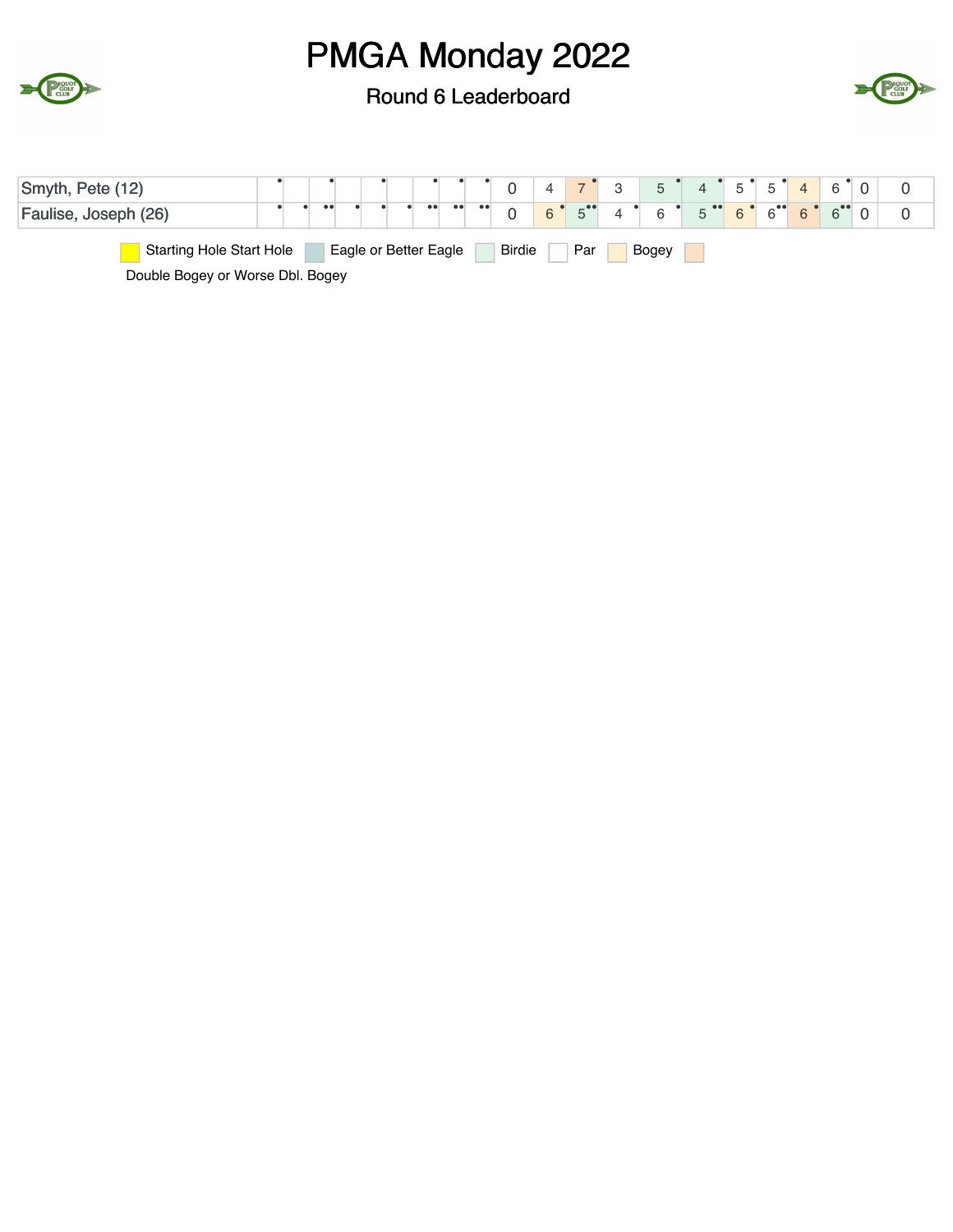# PMGA Monday 2022

## Round 6 Leaderboard

| Player | | | | | | | | | | | | | | | | | | | | |
|---|---|---|---|---|---|---|---|---|---|---|---|---|---|---|---|---|---|---|---|---|
| Smyth, Pete (12) | • | | • | | • | | • | • | • | 0 | 4 | 7 • | 3 | 5 • | 4 • | 5 • | 5 • | 4 | 6 • | 0 | 0 |
| Faulise, Joseph (26) | • | • | •• | • | • | • | •• | •• | •• | 0 | 6 • | 5 •• | 4 • | 6 • | 5 •• | 6 • | 6 •• | 6 • | 6 •• | 0 | 0 |

Starting Hole Start Hole | Eagle or Better Eagle | Birdie | Par | Bogey | Double Bogey or Worse Dbl. Bogey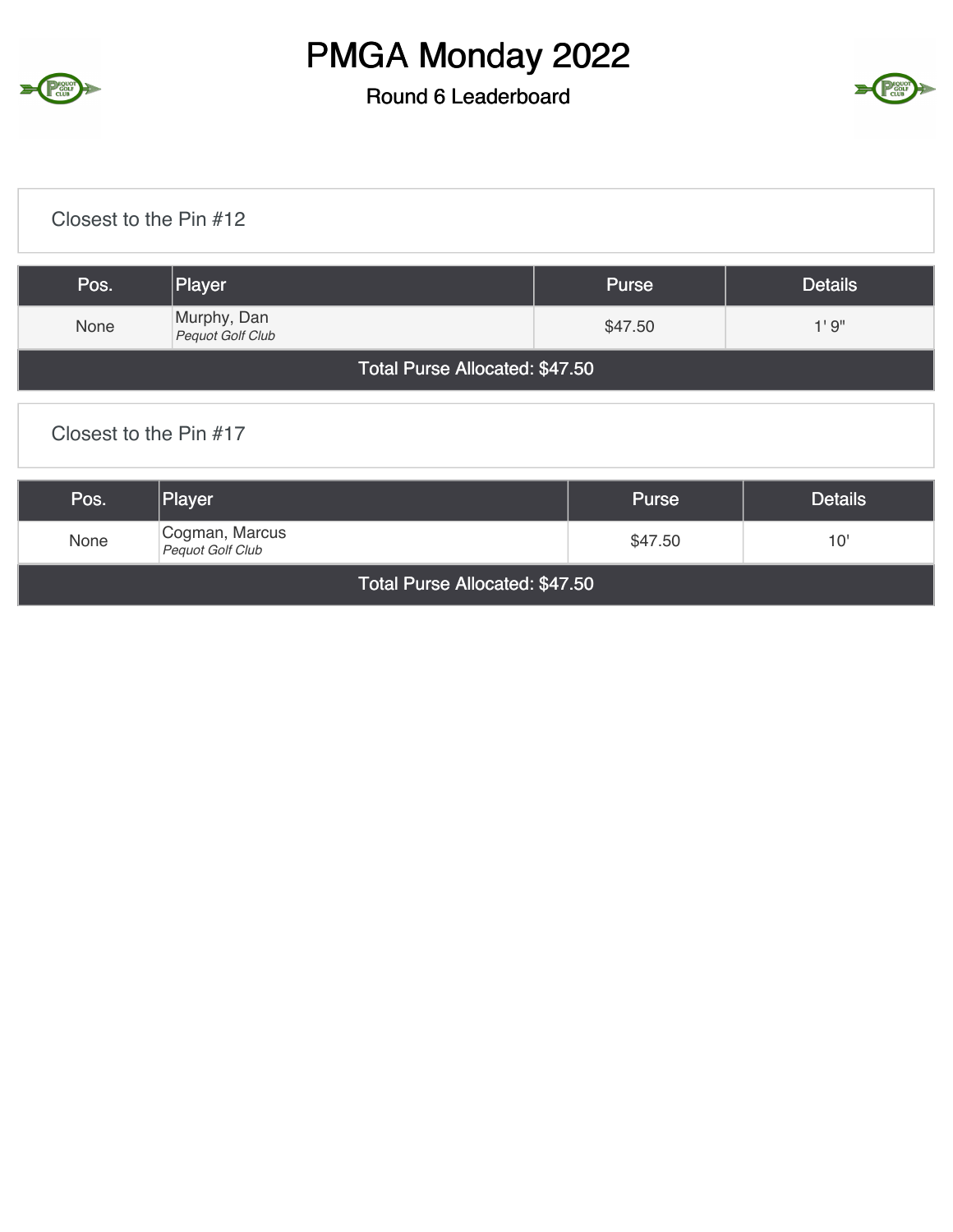# PMGA Monday 2022

## Round 6 Leaderboard

### Closest to the Pin #12

| Pos. | Player | Purse | Details |
|---|---|---|---|
| None | Murphy, Dan *Pequot Golf Club* | $47.50 | 1' 9" |
| Total Purse Allocated: $47.50 | | | |

### Closest to the Pin #17

| Pos. | Player | Purse | Details |
|---|---|---|---|
| None | Cogman, Marcus *Pequot Golf Club* | $47.50 | 10' |
| Total Purse Allocated: $47.50 | | | |